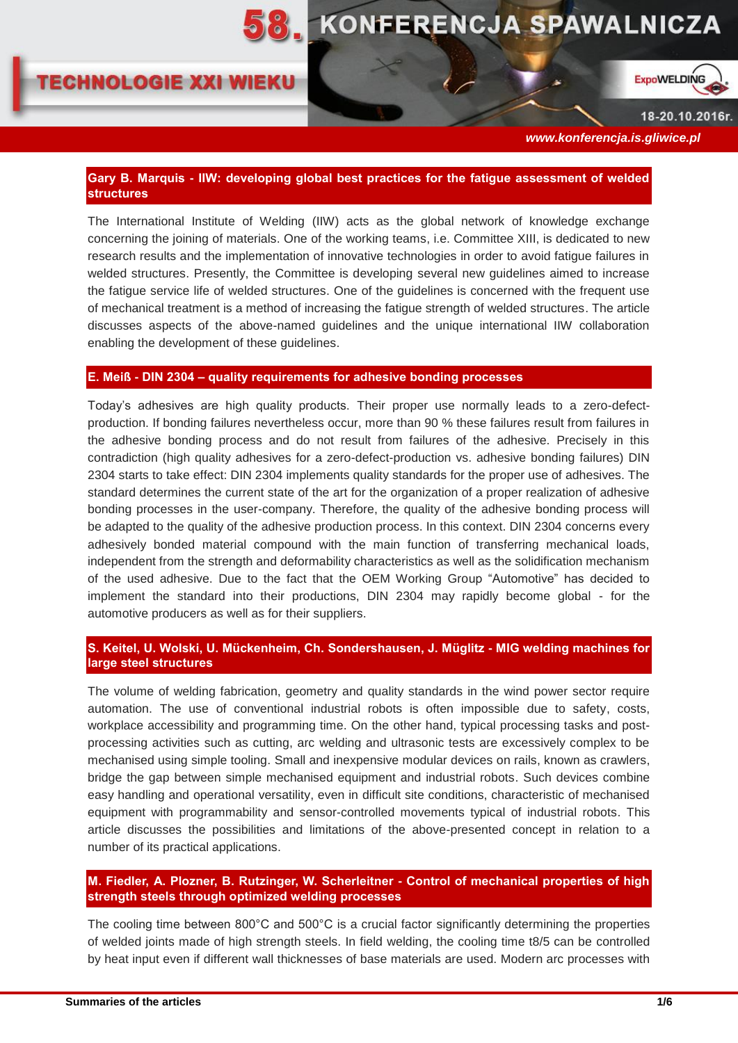## Gary B. Marquis - IIW: developing global best practices for the fatigue assessment of welded structures

The International Institute of Welding (IIW) acts as the global network of knowledge exchange concerning the joining of materials. One of the working teams, i.e. Committee XIII, is dedicated to new research results and the implementation of innovative technologies in order to avoid fatigue failures in welded structures. Presently, the Committee is developing several new guidelines aimed to increase the fatigue service life of welded structures. One of the guidelines is concerned with the frequent use of mechanical treatment is a method of increasing the fatigue strength of welded structures. The article discusses aspects of the above-named guidelines and the unique international IIW collaboration enabling the development of these guidelines.

## E. Meiß - DIN 2304 – quality requirements for adhesive bonding processes

Today's adhesives are high quality products. Their proper use normally leads to a zero-defect-production. If bonding failures nevertheless occur, more than 90 % these failures result from failures in the adhesive bonding process and do not result from failures of the adhesive. Precisely in this contradiction (high quality adhesives for a zero-defect-production vs. adhesive bonding failures) DIN 2304 starts to take effect: DIN 2304 implements quality standards for the proper use of adhesives. The standard determines the current state of the art for the organization of a proper realization of adhesive bonding processes in the user-company. Therefore, the quality of the adhesive bonding process will be adapted to the quality of the adhesive production process. In this context. DIN 2304 concerns every adhesively bonded material compound with the main function of transferring mechanical loads, independent from the strength and deformability characteristics as well as the solidification mechanism of the used adhesive. Due to the fact that the OEM Working Group "Automotive" has decided to implement the standard into their productions, DIN 2304 may rapidly become global - for the automotive producers as well as for their suppliers.

## S. Keitel, U. Wolski, U. Mückenheim, Ch. Sondershausen, J. Müglitz - MIG welding machines for large steel structures

The volume of welding fabrication, geometry and quality standards in the wind power sector require automation. The use of conventional industrial robots is often impossible due to safety, costs, workplace accessibility and programming time. On the other hand, typical processing tasks and post-processing activities such as cutting, arc welding and ultrasonic tests are excessively complex to be mechanised using simple tooling. Small and inexpensive modular devices on rails, known as crawlers, bridge the gap between simple mechanised equipment and industrial robots. Such devices combine easy handling and operational versatility, even in difficult site conditions, characteristic of mechanised equipment with programmability and sensor-controlled movements typical of industrial robots. This article discusses the possibilities and limitations of the above-presented concept in relation to a number of its practical applications.

## M. Fiedler, A. Plozner, B. Rutzinger, W. Scherleitner - Control of mechanical properties of high strength steels through optimized welding processes

The cooling time between 800°C and 500°C is a crucial factor significantly determining the properties of welded joints made of high strength steels. In field welding, the cooling time $t_{8/5}$ can be controlled by heat input even if different wall thicknesses of base materials are used. Modern arc processes with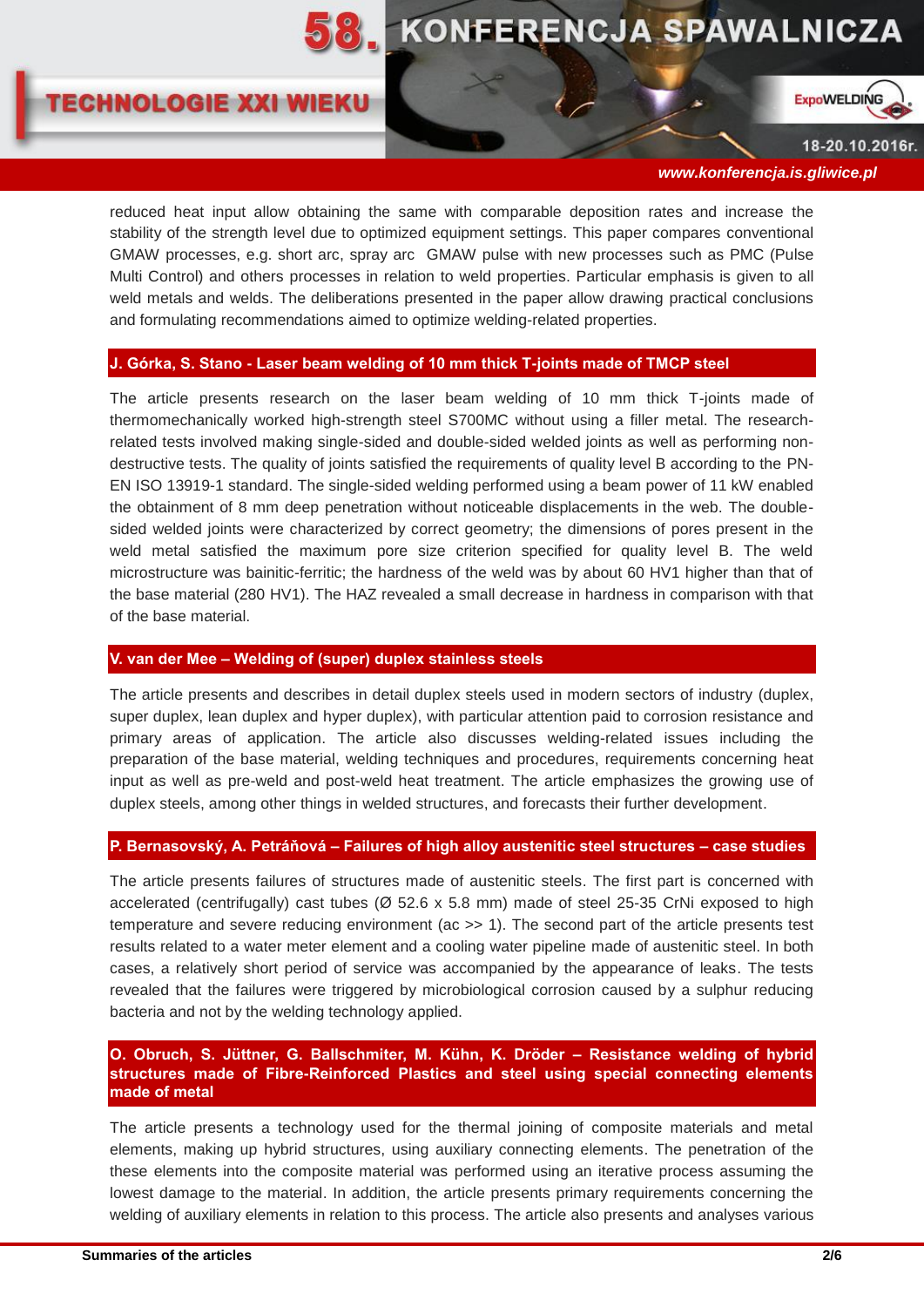reduced heat input allow obtaining the same with comparable deposition rates and increase the stability of the strength level due to optimized equipment settings. This paper compares conventional GMAW processes, e.g. short arc, spray arc GMAW pulse with new processes such as PMC (Pulse Multi Control) and others processes in relation to weld properties. Particular emphasis is given to all weld metals and welds. The deliberations presented in the paper allow drawing practical conclusions and formulating recommendations aimed to optimize welding-related properties.

## J. Górka, S. Stano - Laser beam welding of 10 mm thick T-joints made of TMCP steel

The article presents research on the laser beam welding of 10 mm thick T-joints made of thermomechanically worked high-strength steel S700MC without using a filler metal. The research-related tests involved making single-sided and double-sided welded joints as well as performing non-destructive tests. The quality of joints satisfied the requirements of quality level B according to the PN-EN ISO 13919-1 standard. The single-sided welding performed using a beam power of 11 kW enabled the obtainment of 8 mm deep penetration without noticeable displacements in the web. The double-sided welded joints were characterized by correct geometry; the dimensions of pores present in the weld metal satisfied the maximum pore size criterion specified for quality level B. The weld microstructure was bainitic-ferritic; the hardness of the weld was by about 60 HV1 higher than that of the base material (280 HV1). The HAZ revealed a small decrease in hardness in comparison with that of the base material.

## V. van der Mee – Welding of (super) duplex stainless steels

The article presents and describes in detail duplex steels used in modern sectors of industry (duplex, super duplex, lean duplex and hyper duplex), with particular attention paid to corrosion resistance and primary areas of application. The article also discusses welding-related issues including the preparation of the base material, welding techniques and procedures, requirements concerning heat input as well as pre-weld and post-weld heat treatment. The article emphasizes the growing use of duplex steels, among other things in welded structures, and forecasts their further development.

## P. Bernasovský, A. Petráňová – Failures of high alloy austenitic steel structures – case studies

The article presents failures of structures made of austenitic steels. The first part is concerned with accelerated (centrifugally) cast tubes (Ø 52.6 x 5.8 mm) made of steel 25-35 CrNi exposed to high temperature and severe reducing environment (ac >> 1). The second part of the article presents test results related to a water meter element and a cooling water pipeline made of austenitic steel. In both cases, a relatively short period of service was accompanied by the appearance of leaks. The tests revealed that the failures were triggered by microbiological corrosion caused by a sulphur reducing bacteria and not by the welding technology applied.

## O. Obruch, S. Jüttner, G. Ballschmiter, M. Kühn, K. Dröder – Resistance welding of hybrid structures made of Fibre-Reinforced Plastics and steel using special connecting elements made of metal

The article presents a technology used for the thermal joining of composite materials and metal elements, making up hybrid structures, using auxiliary connecting elements. The penetration of the these elements into the composite material was performed using an iterative process assuming the lowest damage to the material. In addition, the article presents primary requirements concerning the welding of auxiliary elements in relation to this process. The article also presents and analyses various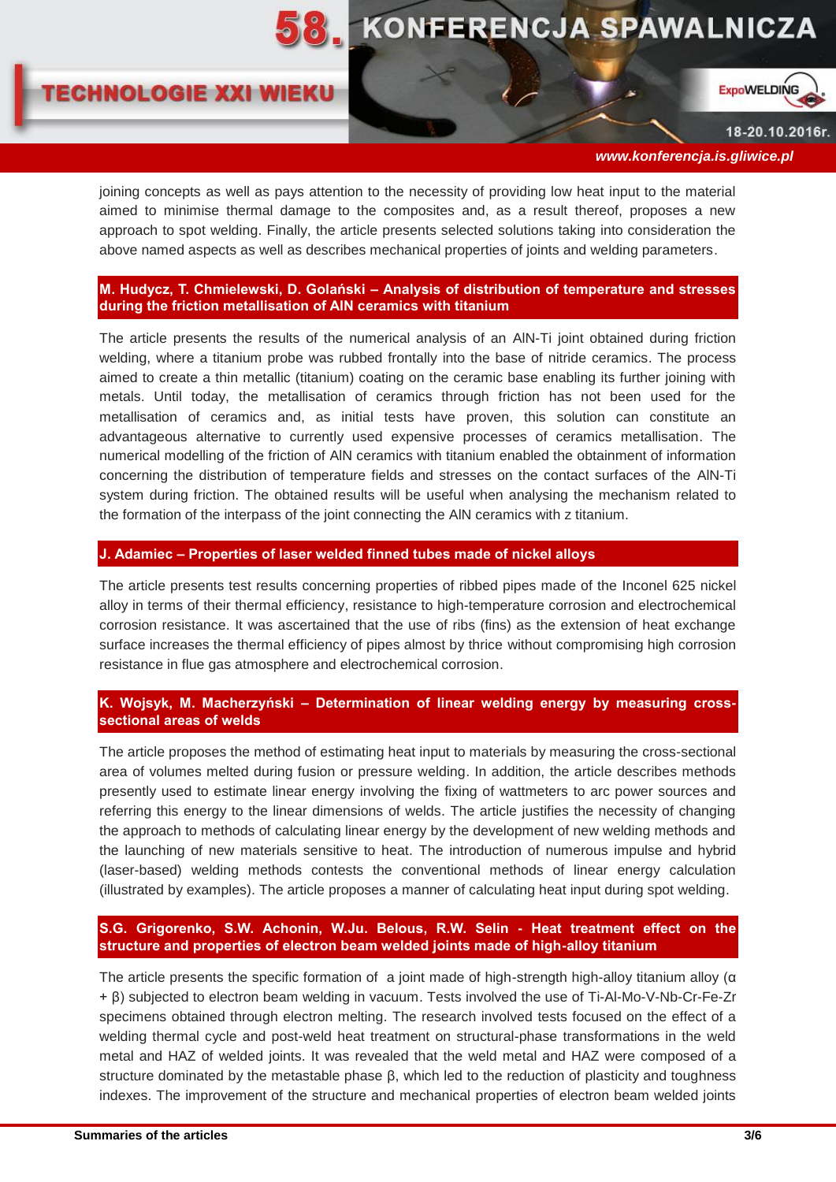joining concepts as well as pays attention to the necessity of providing low heat input to the material aimed to minimise thermal damage to the composites and, as a result thereof, proposes a new approach to spot welding. Finally, the article presents selected solutions taking into consideration the above named aspects as well as describes mechanical properties of joints and welding parameters.

### M. Hudycz, T. Chmielewski, D. Golański – Analysis of distribution of temperature and stresses during the friction metallisation of AlN ceramics with titanium

The article presents the results of the numerical analysis of an AlN-Ti joint obtained during friction welding, where a titanium probe was rubbed frontally into the base of nitride ceramics. The process aimed to create a thin metallic (titanium) coating on the ceramic base enabling its further joining with metals. Until today, the metallisation of ceramics through friction has not been used for the metallisation of ceramics and, as initial tests have proven, this solution can constitute an advantageous alternative to currently used expensive processes of ceramics metallisation. The numerical modelling of the friction of AlN ceramics with titanium enabled the obtainment of information concerning the distribution of temperature fields and stresses on the contact surfaces of the AlN-Ti system during friction. The obtained results will be useful when analysing the mechanism related to the formation of the interpass of the joint connecting the AlN ceramics with z titanium.

### J. Adamiec – Properties of laser welded finned tubes made of nickel alloys

The article presents test results concerning properties of ribbed pipes made of the Inconel 625 nickel alloy in terms of their thermal efficiency, resistance to high-temperature corrosion and electrochemical corrosion resistance. It was ascertained that the use of ribs (fins) as the extension of heat exchange surface increases the thermal efficiency of pipes almost by thrice without compromising high corrosion resistance in flue gas atmosphere and electrochemical corrosion.

### K. Wojsyk, M. Macherzyński – Determination of linear welding energy by measuring cross-sectional areas of welds

The article proposes the method of estimating heat input to materials by measuring the cross-sectional area of volumes melted during fusion or pressure welding. In addition, the article describes methods presently used to estimate linear energy involving the fixing of wattmeters to arc power sources and referring this energy to the linear dimensions of welds. The article justifies the necessity of changing the approach to methods of calculating linear energy by the development of new welding methods and the launching of new materials sensitive to heat. The introduction of numerous impulse and hybrid (laser-based) welding methods contests the conventional methods of linear energy calculation (illustrated by examples). The article proposes a manner of calculating heat input during spot welding.

### S.G. Grigorenko, S.W. Achonin, W.Ju. Belous, R.W. Selin - Heat treatment effect on the structure and properties of electron beam welded joints made of high-alloy titanium

The article presents the specific formation of a joint made of high-strength high-alloy titanium alloy ($\alpha + \beta$) subjected to electron beam welding in vacuum. Tests involved the use of Ti-Al-Mo-V-Nb-Cr-Fe-Zr specimens obtained through electron melting. The research involved tests focused on the effect of a welding thermal cycle and post-weld heat treatment on structural-phase transformations in the weld metal and HAZ of welded joints. It was revealed that the weld metal and HAZ were composed of a structure dominated by the metastable phase $\beta$, which led to the reduction of plasticity and toughness indexes. The improvement of the structure and mechanical properties of electron beam welded joints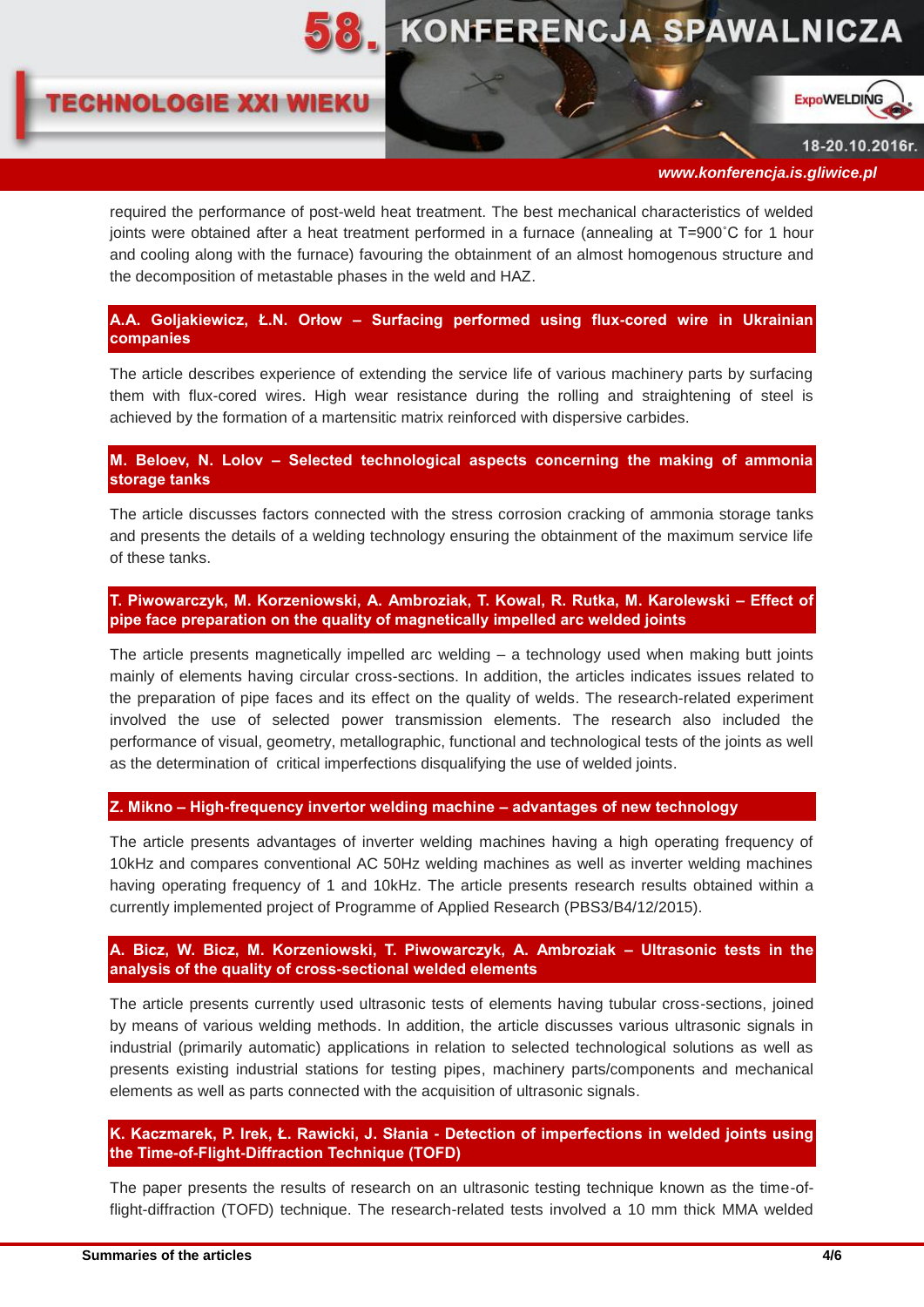required the performance of post-weld heat treatment. The best mechanical characteristics of welded joints were obtained after a heat treatment performed in a furnace (annealing at T=900˚C for 1 hour and cooling along with the furnace) favouring the obtainment of an almost homogenous structure and the decomposition of metastable phases in the weld and HAZ.

## A.A. Goljakiewicz, Ł.N. Orłow – Surfacing performed using flux-cored wire in Ukrainian companies

The article describes experience of extending the service life of various machinery parts by surfacing them with flux-cored wires. High wear resistance during the rolling and straightening of steel is achieved by the formation of a martensitic matrix reinforced with dispersive carbides.

## M. Beloev, N. Lolov – Selected technological aspects concerning the making of ammonia storage tanks

The article discusses factors connected with the stress corrosion cracking of ammonia storage tanks and presents the details of a welding technology ensuring the obtainment of the maximum service life of these tanks.

## T. Piwowarczyk, M. Korzeniowski, A. Ambroziak, T. Kowal, R. Rutka, M. Karolewski – Effect of pipe face preparation on the quality of magnetically impelled arc welded joints

The article presents magnetically impelled arc welding – a technology used when making butt joints mainly of elements having circular cross-sections. In addition, the articles indicates issues related to the preparation of pipe faces and its effect on the quality of welds. The research-related experiment involved the use of selected power transmission elements. The research also included the performance of visual, geometry, metallographic, functional and technological tests of the joints as well as the determination of critical imperfections disqualifying the use of welded joints.

## Z. Mikno – High-frequency invertor welding machine – advantages of new technology

The article presents advantages of inverter welding machines having a high operating frequency of 10kHz and compares conventional AC 50Hz welding machines as well as inverter welding machines having operating frequency of 1 and 10kHz. The article presents research results obtained within a currently implemented project of Programme of Applied Research (PBS3/B4/12/2015).

## A. Bicz, W. Bicz, M. Korzeniowski, T. Piwowarczyk, A. Ambroziak – Ultrasonic tests in the analysis of the quality of cross-sectional welded elements

The article presents currently used ultrasonic tests of elements having tubular cross-sections, joined by means of various welding methods. In addition, the article discusses various ultrasonic signals in industrial (primarily automatic) applications in relation to selected technological solutions as well as presents existing industrial stations for testing pipes, machinery parts/components and mechanical elements as well as parts connected with the acquisition of ultrasonic signals.

## K. Kaczmarek, P. Irek, Ł. Rawicki, J. Słania - Detection of imperfections in welded joints using the Time-of-Flight-Diffraction Technique (TOFD)

The paper presents the results of research on an ultrasonic testing technique known as the time-of-flight-diffraction (TOFD) technique. The research-related tests involved a 10 mm thick MMA welded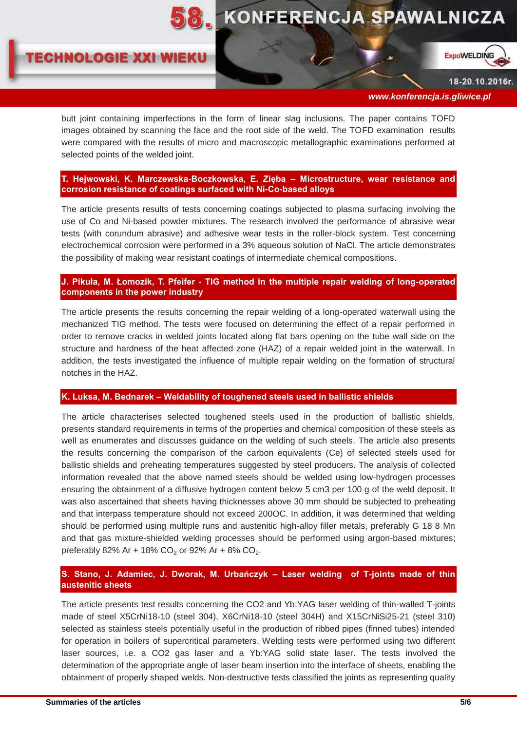butt joint containing imperfections in the form of linear slag inclusions. The paper contains TOFD images obtained by scanning the face and the root side of the weld. The TOFD examination results were compared with the results of micro and macroscopic metallographic examinations performed at selected points of the welded joint.

### T. Hejwowski, K. Marczewska-Boczkowska, E. Zięba – Microstructure, wear resistance and corrosion resistance of coatings surfaced with Ni-Co-based alloys

The article presents results of tests concerning coatings subjected to plasma surfacing involving the use of Co and Ni-based powder mixtures. The research involved the performance of abrasive wear tests (with corundum abrasive) and adhesive wear tests in the roller-block system. Test concerning electrochemical corrosion were performed in a 3% aqueous solution of NaCl. The article demonstrates the possibility of making wear resistant coatings of intermediate chemical compositions.

### J. Pikuła, M. Łomozik, T. Pfeifer - TIG method in the multiple repair welding of long-operated components in the power industry

The article presents the results concerning the repair welding of a long-operated waterwall using the mechanized TIG method. The tests were focused on determining the effect of a repair performed in order to remove cracks in welded joints located along flat bars opening on the tube wall side on the structure and hardness of the heat affected zone (HAZ) of a repair welded joint in the waterwall. In addition, the tests investigated the influence of multiple repair welding on the formation of structural notches in the HAZ.

### K. Luksa, M. Bednarek – Weldability of toughened steels used in ballistic shields

The article characterises selected toughened steels used in the production of ballistic shields, presents standard requirements in terms of the properties and chemical composition of these steels as well as enumerates and discusses guidance on the welding of such steels. The article also presents the results concerning the comparison of the carbon equivalents (Ce) of selected steels used for ballistic shields and preheating temperatures suggested by steel producers. The analysis of collected information revealed that the above named steels should be welded using low-hydrogen processes ensuring the obtainment of a diffusive hydrogen content below 5 cm3 per 100 g of the weld deposit. It was also ascertained that sheets having thicknesses above 30 mm should be subjected to preheating and that interpass temperature should not exceed 200OC. In addition, it was determined that welding should be performed using multiple runs and austenitic high-alloy filler metals, preferably G 18 8 Mn and that gas mixture-shielded welding processes should be performed using argon-based mixtures; preferably 82% Ar + 18% $CO_2$ or 92% Ar + 8% $CO_2$.

### S. Stano, J. Adamiec, J. Dworak, M. Urbańczyk – Laser welding of T-joints made of thin austenitic sheets

The article presents test results concerning the CO2 and Yb:YAG laser welding of thin-walled T-joints made of steel X5CrNi18-10 (steel 304), X6CrNi18-10 (steel 304H) and X15CrNiSi25-21 (steel 310) selected as stainless steels potentially useful in the production of ribbed pipes (finned tubes) intended for operation in boilers of supercritical parameters. Welding tests were performed using two different laser sources, i.e. a CO2 gas laser and a Yb:YAG solid state laser. The tests involved the determination of the appropriate angle of laser beam insertion into the interface of sheets, enabling the obtainment of properly shaped welds. Non-destructive tests classified the joints as representing quality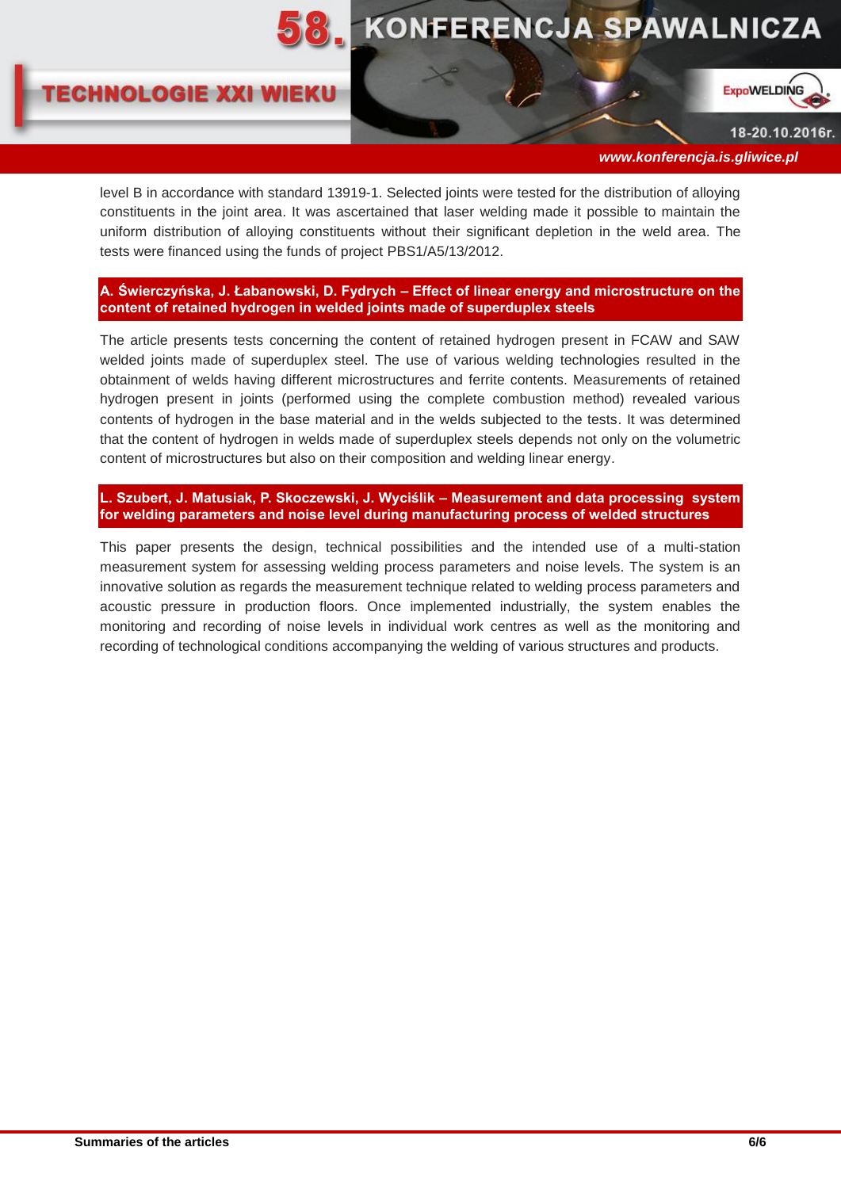level B in accordance with standard 13919-1. Selected joints were tested for the distribution of alloying constituents in the joint area. It was ascertained that laser welding made it possible to maintain the uniform distribution of alloying constituents without their significant depletion in the weld area. The tests were financed using the funds of project PBS1/A5/13/2012.

### A. Świerczyńska, J. Łabanowski, D. Fydrych – Effect of linear energy and microstructure on the content of retained hydrogen in welded joints made of superduplex steels

The article presents tests concerning the content of retained hydrogen present in FCAW and SAW welded joints made of superduplex steel. The use of various welding technologies resulted in the obtainment of welds having different microstructures and ferrite contents. Measurements of retained hydrogen present in joints (performed using the complete combustion method) revealed various contents of hydrogen in the base material and in the welds subjected to the tests. It was determined that the content of hydrogen in welds made of superduplex steels depends not only on the volumetric content of microstructures but also on their composition and welding linear energy.

### L. Szubert, J. Matusiak, P. Skoczewski, J. Wyciślik – Measurement and data processing system for welding parameters and noise level during manufacturing process of welded structures

This paper presents the design, technical possibilities and the intended use of a multi-station measurement system for assessing welding process parameters and noise levels. The system is an innovative solution as regards the measurement technique related to welding process parameters and acoustic pressure in production floors. Once implemented industrially, the system enables the monitoring and recording of noise levels in individual work centres as well as the monitoring and recording of technological conditions accompanying the welding of various structures and products.